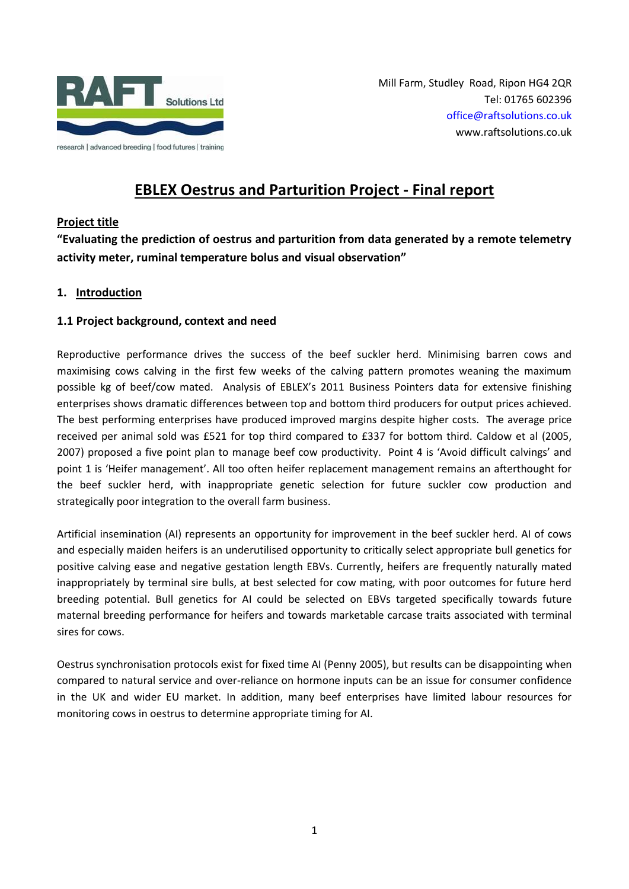RAFT Solutions Ltd

research | advanced breeding | food futures | training

Mill Farm, Studley Road, Ripon HG4 2QR
Tel: 01765 602396
office@raftsolutions.co.uk
www.raftsolutions.co.uk

# EBLEX Oestrus and Parturition Project - Final report

**Project title**

**"Evaluating the prediction of oestrus and parturition from data generated by a remote telemetry activity meter, ruminal temperature bolus and visual observation"**

## 1. Introduction

### 1.1 Project background, context and need

Reproductive performance drives the success of the beef suckler herd. Minimising barren cows and maximising cows calving in the first few weeks of the calving pattern promotes weaning the maximum possible kg of beef/cow mated. Analysis of EBLEX's 2011 Business Pointers data for extensive finishing enterprises shows dramatic differences between top and bottom third producers for output prices achieved. The best performing enterprises have produced improved margins despite higher costs. The average price received per animal sold was £521 for top third compared to £337 for bottom third. Caldow et al (2005, 2007) proposed a five point plan to manage beef cow productivity. Point 4 is 'Avoid difficult calvings' and point 1 is 'Heifer management'. All too often heifer replacement management remains an afterthought for the beef suckler herd, with inappropriate genetic selection for future suckler cow production and strategically poor integration to the overall farm business.

Artificial insemination (AI) represents an opportunity for improvement in the beef suckler herd. AI of cows and especially maiden heifers is an underutilised opportunity to critically select appropriate bull genetics for positive calving ease and negative gestation length EBVs. Currently, heifers are frequently naturally mated inappropriately by terminal sire bulls, at best selected for cow mating, with poor outcomes for future herd breeding potential. Bull genetics for AI could be selected on EBVs targeted specifically towards future maternal breeding performance for heifers and towards marketable carcase traits associated with terminal sires for cows.

Oestrus synchronisation protocols exist for fixed time AI (Penny 2005), but results can be disappointing when compared to natural service and over-reliance on hormone inputs can be an issue for consumer confidence in the UK and wider EU market. In addition, many beef enterprises have limited labour resources for monitoring cows in oestrus to determine appropriate timing for AI.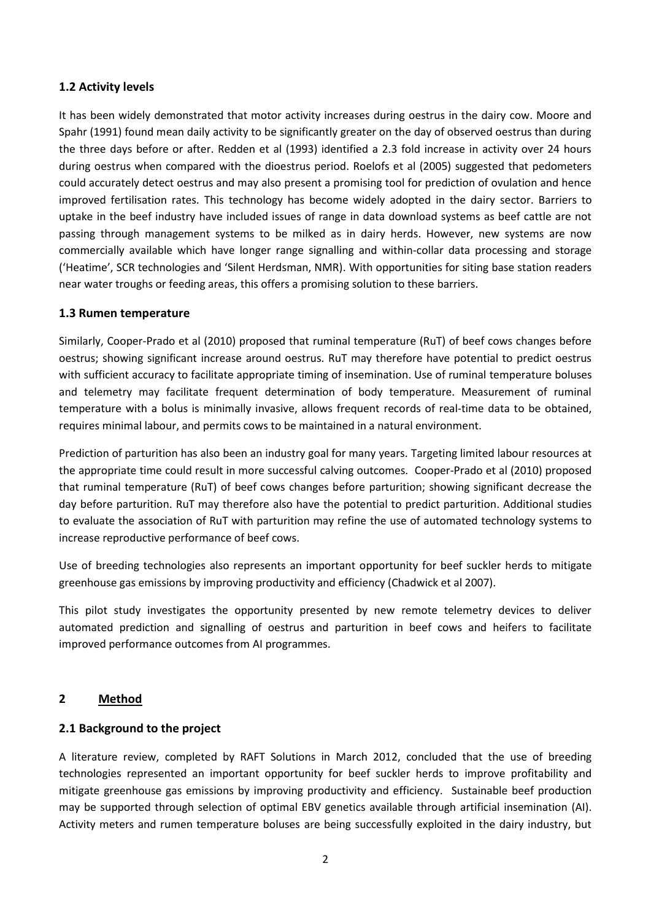### 1.2 Activity levels

It has been widely demonstrated that motor activity increases during oestrus in the dairy cow. Moore and Spahr (1991) found mean daily activity to be significantly greater on the day of observed oestrus than during the three days before or after. Redden et al (1993) identified a 2.3 fold increase in activity over 24 hours during oestrus when compared with the dioestrus period. Roelofs et al (2005) suggested that pedometers could accurately detect oestrus and may also present a promising tool for prediction of ovulation and hence improved fertilisation rates. This technology has become widely adopted in the dairy sector. Barriers to uptake in the beef industry have included issues of range in data download systems as beef cattle are not passing through management systems to be milked as in dairy herds. However, new systems are now commercially available which have longer range signalling and within-collar data processing and storage ('Heatime', SCR technologies and 'Silent Herdsman, NMR). With opportunities for siting base station readers near water troughs or feeding areas, this offers a promising solution to these barriers.

### 1.3 Rumen temperature

Similarly, Cooper-Prado et al (2010) proposed that ruminal temperature (RuT) of beef cows changes before oestrus; showing significant increase around oestrus. RuT may therefore have potential to predict oestrus with sufficient accuracy to facilitate appropriate timing of insemination. Use of ruminal temperature boluses and telemetry may facilitate frequent determination of body temperature. Measurement of ruminal temperature with a bolus is minimally invasive, allows frequent records of real-time data to be obtained, requires minimal labour, and permits cows to be maintained in a natural environment.

Prediction of parturition has also been an industry goal for many years. Targeting limited labour resources at the appropriate time could result in more successful calving outcomes. Cooper-Prado et al (2010) proposed that ruminal temperature (RuT) of beef cows changes before parturition; showing significant decrease the day before parturition. RuT may therefore also have the potential to predict parturition. Additional studies to evaluate the association of RuT with parturition may refine the use of automated technology systems to increase reproductive performance of beef cows.

Use of breeding technologies also represents an important opportunity for beef suckler herds to mitigate greenhouse gas emissions by improving productivity and efficiency (Chadwick et al 2007).

This pilot study investigates the opportunity presented by new remote telemetry devices to deliver automated prediction and signalling of oestrus and parturition in beef cows and heifers to facilitate improved performance outcomes from AI programmes.

## 2 Method

### 2.1 Background to the project

A literature review, completed by RAFT Solutions in March 2012, concluded that the use of breeding technologies represented an important opportunity for beef suckler herds to improve profitability and mitigate greenhouse gas emissions by improving productivity and efficiency. Sustainable beef production may be supported through selection of optimal EBV genetics available through artificial insemination (AI). Activity meters and rumen temperature boluses are being successfully exploited in the dairy industry, but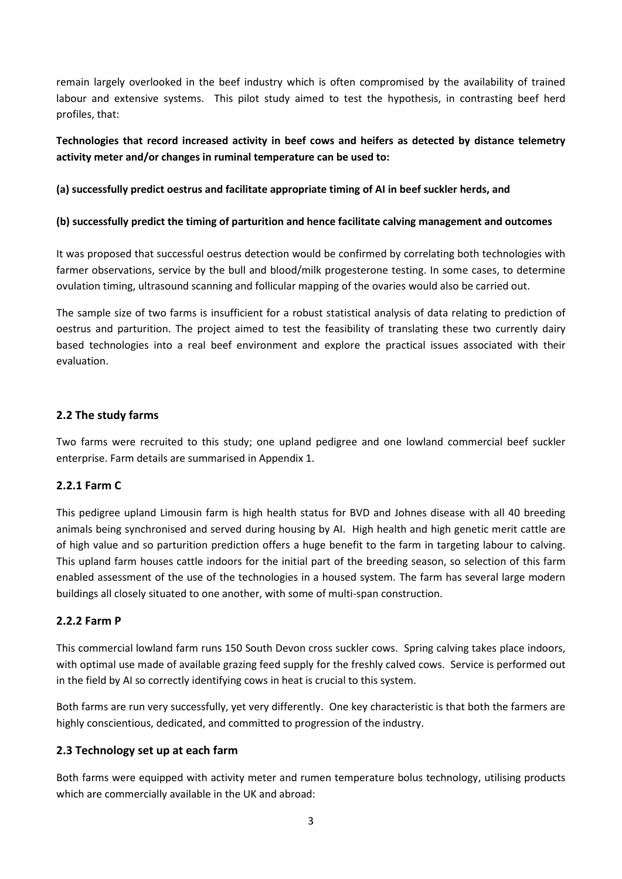remain largely overlooked in the beef industry which is often compromised by the availability of trained labour and extensive systems. This pilot study aimed to test the hypothesis, in contrasting beef herd profiles, that:

**Technologies that record increased activity in beef cows and heifers as detected by distance telemetry activity meter and/or changes in ruminal temperature can be used to:**

**(a) successfully predict oestrus and facilitate appropriate timing of AI in beef suckler herds, and**

**(b) successfully predict the timing of parturition and hence facilitate calving management and outcomes**

It was proposed that successful oestrus detection would be confirmed by correlating both technologies with farmer observations, service by the bull and blood/milk progesterone testing. In some cases, to determine ovulation timing, ultrasound scanning and follicular mapping of the ovaries would also be carried out.

The sample size of two farms is insufficient for a robust statistical analysis of data relating to prediction of oestrus and parturition. The project aimed to test the feasibility of translating these two currently dairy based technologies into a real beef environment and explore the practical issues associated with their evaluation.

## 2.2 The study farms

Two farms were recruited to this study; one upland pedigree and one lowland commercial beef suckler enterprise. Farm details are summarised in Appendix 1.

### 2.2.1 Farm C

This pedigree upland Limousin farm is high health status for BVD and Johnes disease with all 40 breeding animals being synchronised and served during housing by AI. High health and high genetic merit cattle are of high value and so parturition prediction offers a huge benefit to the farm in targeting labour to calving. This upland farm houses cattle indoors for the initial part of the breeding season, so selection of this farm enabled assessment of the use of the technologies in a housed system. The farm has several large modern buildings all closely situated to one another, with some of multi-span construction.

### 2.2.2 Farm P

This commercial lowland farm runs 150 South Devon cross suckler cows. Spring calving takes place indoors, with optimal use made of available grazing feed supply for the freshly calved cows. Service is performed out in the field by AI so correctly identifying cows in heat is crucial to this system.

Both farms are run very successfully, yet very differently. One key characteristic is that both the farmers are highly conscientious, dedicated, and committed to progression of the industry.

## 2.3 Technology set up at each farm

Both farms were equipped with activity meter and rumen temperature bolus technology, utilising products which are commercially available in the UK and abroad: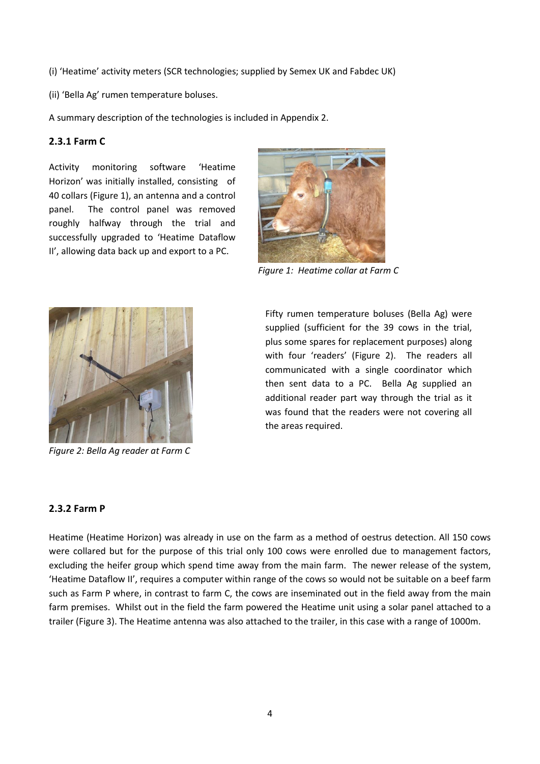(i) 'Heatime' activity meters (SCR technologies; supplied by Semex UK and Fabdec UK)

(ii) 'Bella Ag' rumen temperature boluses.

A summary description of the technologies is included in Appendix 2.

### 2.3.1 Farm C

Activity monitoring software 'Heatime Horizon' was initially installed, consisting of 40 collars (Figure 1), an antenna and a control panel. The control panel was removed roughly halfway through the trial and successfully upgraded to 'Heatime Dataflow II', allowing data back up and export to a PC.

*Figure 1: Heatime collar at Farm C*

Fifty rumen temperature boluses (Bella Ag) were supplied (sufficient for the 39 cows in the trial, plus some spares for replacement purposes) along with four 'readers' (Figure 2). The readers all communicated with a single coordinator which then sent data to a PC. Bella Ag supplied an additional reader part way through the trial as it was found that the readers were not covering all the areas required.

*Figure 2: Bella Ag reader at Farm C*

### 2.3.2 Farm P

Heatime (Heatime Horizon) was already in use on the farm as a method of oestrus detection. All 150 cows were collared but for the purpose of this trial only 100 cows were enrolled due to management factors, excluding the heifer group which spend time away from the main farm. The newer release of the system, 'Heatime Dataflow II', requires a computer within range of the cows so would not be suitable on a beef farm such as Farm P where, in contrast to farm C, the cows are inseminated out in the field away from the main farm premises. Whilst out in the field the farm powered the Heatime unit using a solar panel attached to a trailer (Figure 3). The Heatime antenna was also attached to the trailer, in this case with a range of 1000m.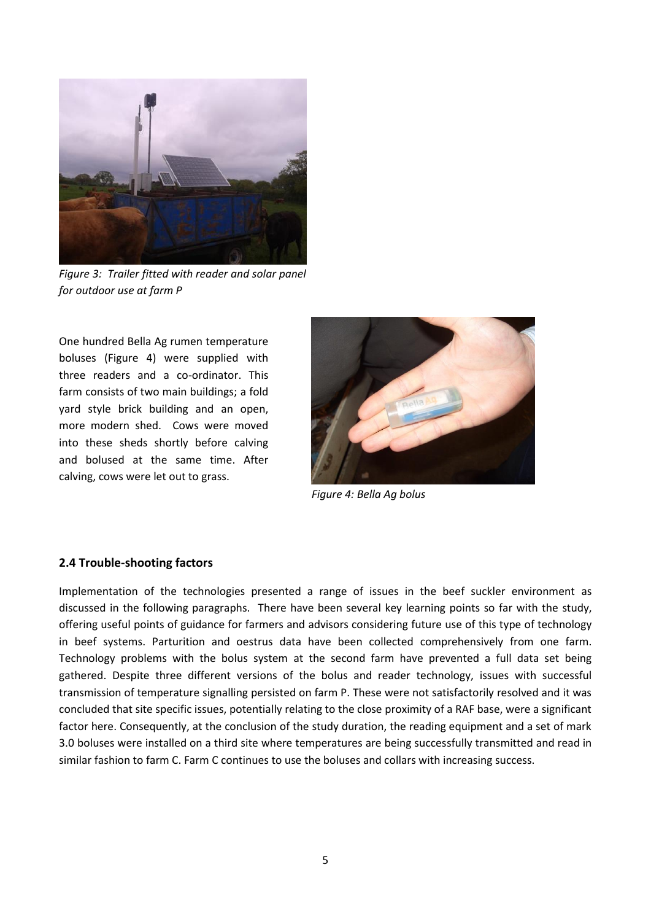*Figure 3: Trailer fitted with reader and solar panel for outdoor use at farm P*

One hundred Bella Ag rumen temperature boluses (Figure 4) were supplied with three readers and a co-ordinator. This farm consists of two main buildings; a fold yard style brick building and an open, more modern shed. Cows were moved into these sheds shortly before calving and bolused at the same time. After calving, cows were let out to grass.

*Figure 4: Bella Ag bolus*

### 2.4 Trouble-shooting factors

Implementation of the technologies presented a range of issues in the beef suckler environment as discussed in the following paragraphs. There have been several key learning points so far with the study, offering useful points of guidance for farmers and advisors considering future use of this type of technology in beef systems. Parturition and oestrus data have been collected comprehensively from one farm. Technology problems with the bolus system at the second farm have prevented a full data set being gathered. Despite three different versions of the bolus and reader technology, issues with successful transmission of temperature signalling persisted on farm P. These were not satisfactorily resolved and it was concluded that site specific issues, potentially relating to the close proximity of a RAF base, were a significant factor here. Consequently, at the conclusion of the study duration, the reading equipment and a set of mark 3.0 boluses were installed on a third site where temperatures are being successfully transmitted and read in similar fashion to farm C. Farm C continues to use the boluses and collars with increasing success.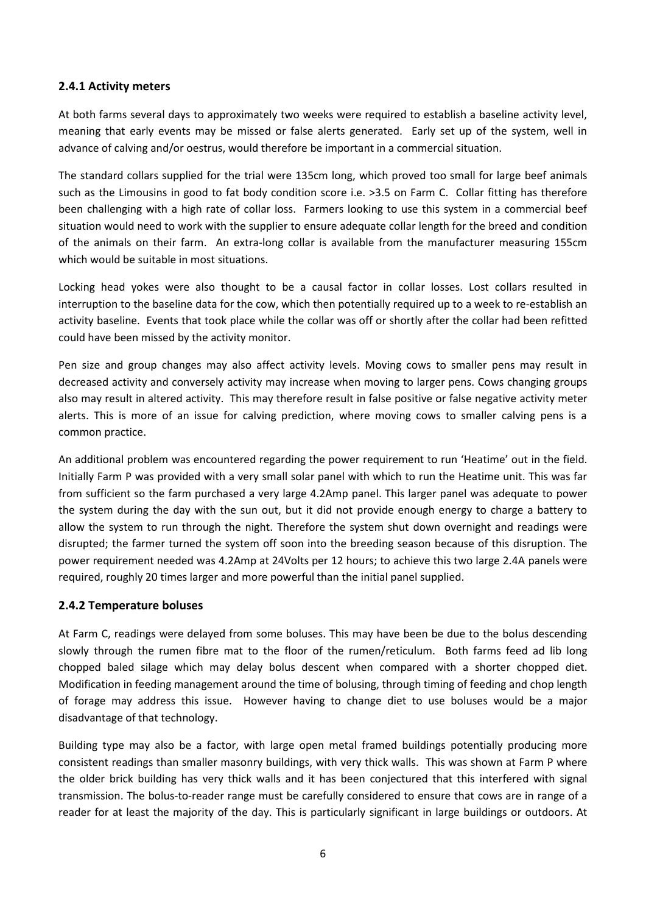### 2.4.1 Activity meters

At both farms several days to approximately two weeks were required to establish a baseline activity level, meaning that early events may be missed or false alerts generated. Early set up of the system, well in advance of calving and/or oestrus, would therefore be important in a commercial situation.

The standard collars supplied for the trial were 135cm long, which proved too small for large beef animals such as the Limousins in good to fat body condition score i.e. >3.5 on Farm C. Collar fitting has therefore been challenging with a high rate of collar loss. Farmers looking to use this system in a commercial beef situation would need to work with the supplier to ensure adequate collar length for the breed and condition of the animals on their farm. An extra-long collar is available from the manufacturer measuring 155cm which would be suitable in most situations.

Locking head yokes were also thought to be a causal factor in collar losses. Lost collars resulted in interruption to the baseline data for the cow, which then potentially required up to a week to re-establish an activity baseline. Events that took place while the collar was off or shortly after the collar had been refitted could have been missed by the activity monitor.

Pen size and group changes may also affect activity levels. Moving cows to smaller pens may result in decreased activity and conversely activity may increase when moving to larger pens. Cows changing groups also may result in altered activity. This may therefore result in false positive or false negative activity meter alerts. This is more of an issue for calving prediction, where moving cows to smaller calving pens is a common practice.

An additional problem was encountered regarding the power requirement to run 'Heatime' out in the field. Initially Farm P was provided with a very small solar panel with which to run the Heatime unit. This was far from sufficient so the farm purchased a very large 4.2Amp panel. This larger panel was adequate to power the system during the day with the sun out, but it did not provide enough energy to charge a battery to allow the system to run through the night. Therefore the system shut down overnight and readings were disrupted; the farmer turned the system off soon into the breeding season because of this disruption. The power requirement needed was 4.2Amp at 24Volts per 12 hours; to achieve this two large 2.4A panels were required, roughly 20 times larger and more powerful than the initial panel supplied.

### 2.4.2 Temperature boluses

At Farm C, readings were delayed from some boluses. This may have been be due to the bolus descending slowly through the rumen fibre mat to the floor of the rumen/reticulum. Both farms feed ad lib long chopped baled silage which may delay bolus descent when compared with a shorter chopped diet. Modification in feeding management around the time of bolusing, through timing of feeding and chop length of forage may address this issue. However having to change diet to use boluses would be a major disadvantage of that technology.

Building type may also be a factor, with large open metal framed buildings potentially producing more consistent readings than smaller masonry buildings, with very thick walls. This was shown at Farm P where the older brick building has very thick walls and it has been conjectured that this interfered with signal transmission. The bolus-to-reader range must be carefully considered to ensure that cows are in range of a reader for at least the majority of the day. This is particularly significant in large buildings or outdoors. At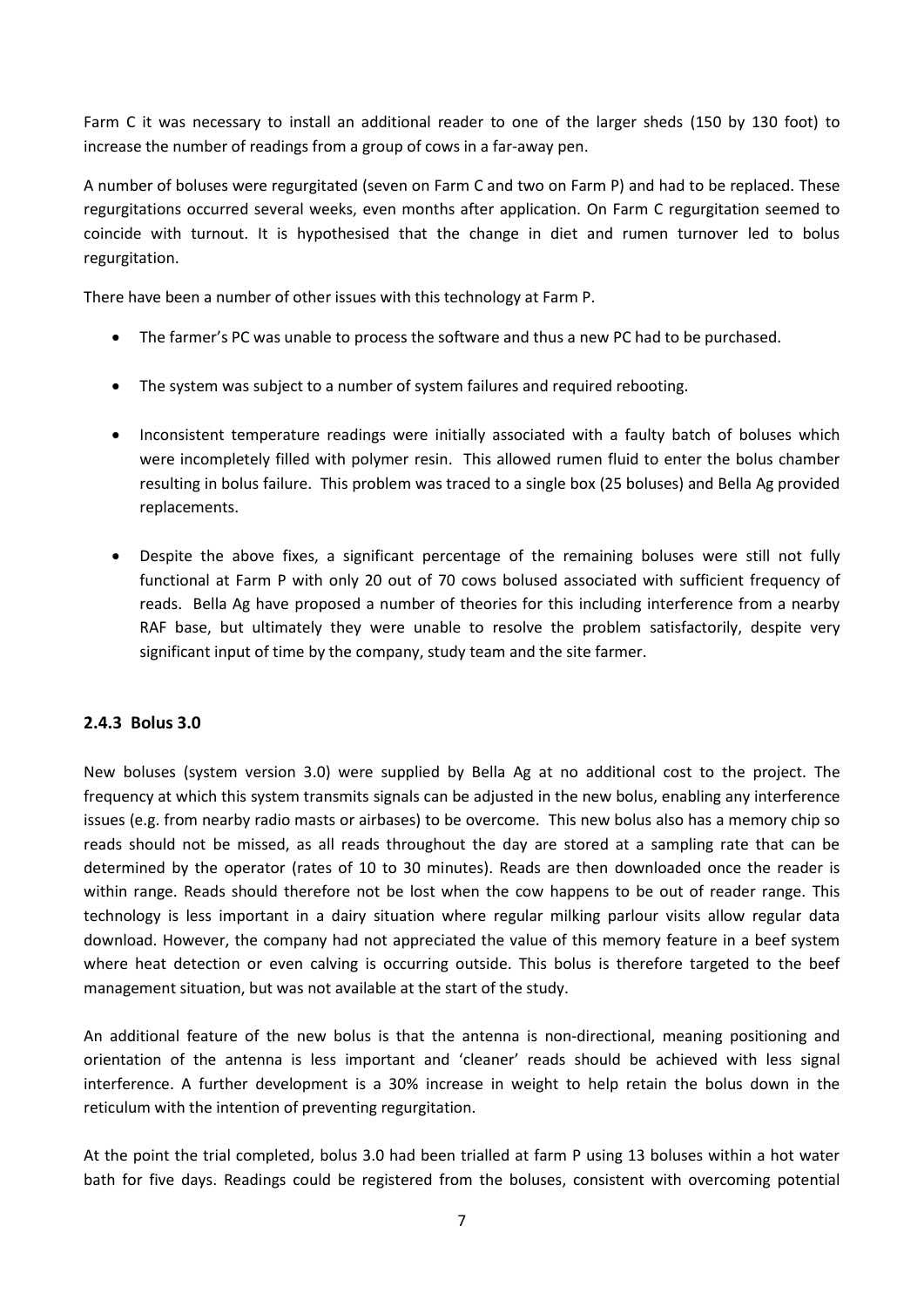Farm C it was necessary to install an additional reader to one of the larger sheds (150 by 130 foot) to increase the number of readings from a group of cows in a far-away pen.

A number of boluses were regurgitated (seven on Farm C and two on Farm P) and had to be replaced. These regurgitations occurred several weeks, even months after application. On Farm C regurgitation seemed to coincide with turnout. It is hypothesised that the change in diet and rumen turnover led to bolus regurgitation.

There have been a number of other issues with this technology at Farm P.

- The farmer's PC was unable to process the software and thus a new PC had to be purchased.
- The system was subject to a number of system failures and required rebooting.
- Inconsistent temperature readings were initially associated with a faulty batch of boluses which were incompletely filled with polymer resin. This allowed rumen fluid to enter the bolus chamber resulting in bolus failure. This problem was traced to a single box (25 boluses) and Bella Ag provided replacements.
- Despite the above fixes, a significant percentage of the remaining boluses were still not fully functional at Farm P with only 20 out of 70 cows bolused associated with sufficient frequency of reads. Bella Ag have proposed a number of theories for this including interference from a nearby RAF base, but ultimately they were unable to resolve the problem satisfactorily, despite very significant input of time by the company, study team and the site farmer.

### 2.4.3 Bolus 3.0

New boluses (system version 3.0) were supplied by Bella Ag at no additional cost to the project. The frequency at which this system transmits signals can be adjusted in the new bolus, enabling any interference issues (e.g. from nearby radio masts or airbases) to be overcome. This new bolus also has a memory chip so reads should not be missed, as all reads throughout the day are stored at a sampling rate that can be determined by the operator (rates of 10 to 30 minutes). Reads are then downloaded once the reader is within range. Reads should therefore not be lost when the cow happens to be out of reader range. This technology is less important in a dairy situation where regular milking parlour visits allow regular data download. However, the company had not appreciated the value of this memory feature in a beef system where heat detection or even calving is occurring outside. This bolus is therefore targeted to the beef management situation, but was not available at the start of the study.

An additional feature of the new bolus is that the antenna is non-directional, meaning positioning and orientation of the antenna is less important and 'cleaner' reads should be achieved with less signal interference. A further development is a 30% increase in weight to help retain the bolus down in the reticulum with the intention of preventing regurgitation.

At the point the trial completed, bolus 3.0 had been trialled at farm P using 13 boluses within a hot water bath for five days. Readings could be registered from the boluses, consistent with overcoming potential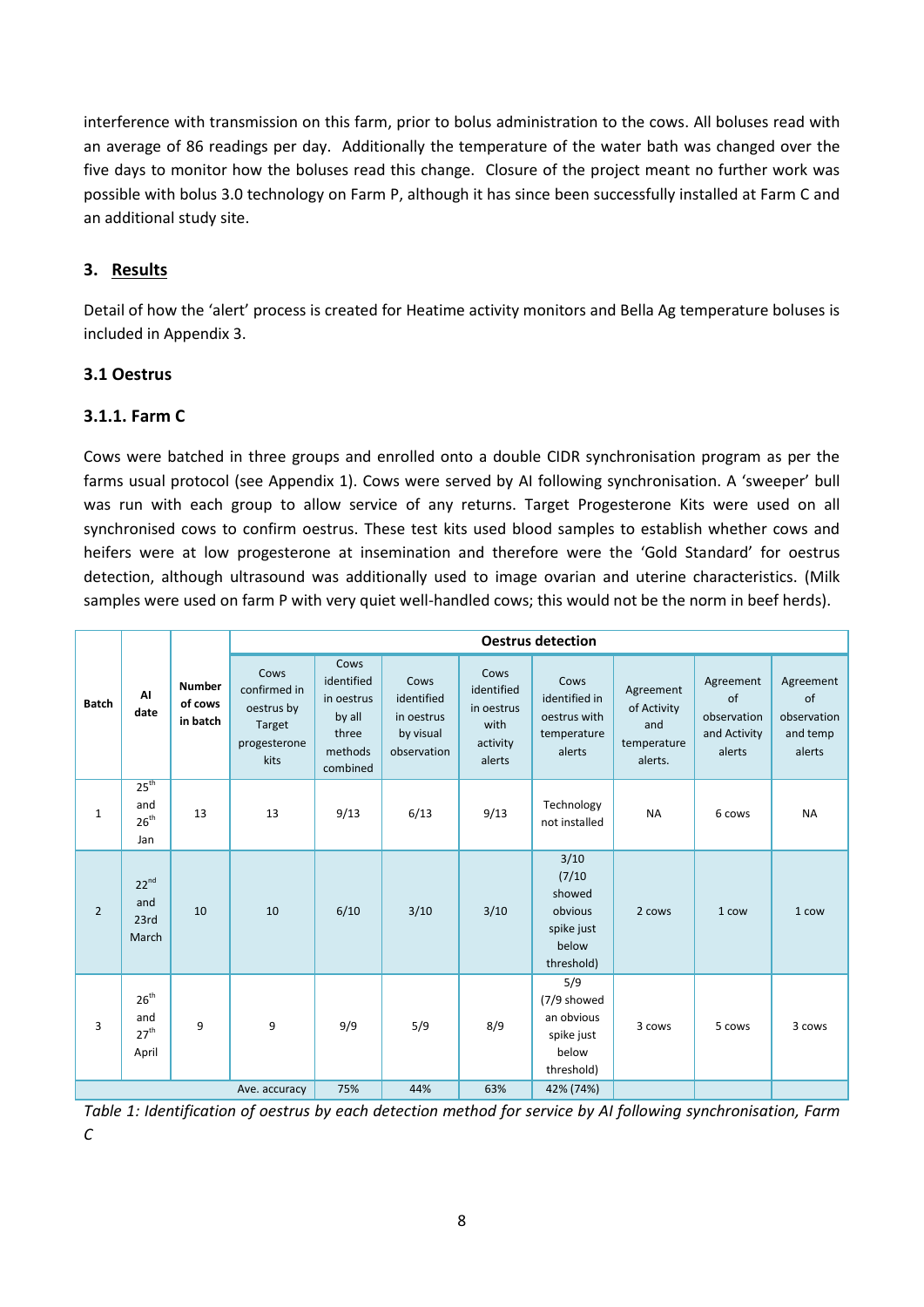interference with transmission on this farm, prior to bolus administration to the cows. All boluses read with an average of 86 readings per day. Additionally the temperature of the water bath was changed over the five days to monitor how the boluses read this change. Closure of the project meant no further work was possible with bolus 3.0 technology on Farm P, although it has since been successfully installed at Farm C and an additional study site.

## 3. Results

Detail of how the 'alert' process is created for Heatime activity monitors and Bella Ag temperature boluses is included in Appendix 3.

### 3.1 Oestrus

### 3.1.1. Farm C

Cows were batched in three groups and enrolled onto a double CIDR synchronisation program as per the farms usual protocol (see Appendix 1). Cows were served by AI following synchronisation. A 'sweeper' bull was run with each group to allow service of any returns. Target Progesterone Kits were used on all synchronised cows to confirm oestrus. These test kits used blood samples to establish whether cows and heifers were at low progesterone at insemination and therefore were the 'Gold Standard' for oestrus detection, although ultrasound was additionally used to image ovarian and uterine characteristics. (Milk samples were used on farm P with very quiet well-handled cows; this would not be the norm in beef herds).

| Batch | AI date | Number of cows in batch | Oestrus detection | | | | | | | |
|---|---|---|---|---|---|---|---|---|---|---|
| | | | Cows confirmed in oestrus by Target progesterone kits | Cows identified in oestrus by all three methods combined | Cows identified in oestrus by visual observation | Cows identified in oestrus with activity alerts | Cows identified in oestrus with temperature alerts | Agreement of Activity and temperature alerts. | Agreement of observation and Activity alerts | Agreement of observation and temp alerts |
| 1 | 25th and 26th Jan | 13 | 13 | 9/13 | 6/13 | 9/13 | Technology not installed | NA | 6 cows | NA |
| 2 | 22nd and 23rd March | 10 | 10 | 6/10 | 3/10 | 3/10 | 3/10 (7/10 showed obvious spike just below threshold) | 2 cows | 1 cow | 1 cow |
| 3 | 26th and 27th April | 9 | 9 | 9/9 | 5/9 | 8/9 | 5/9 (7/9 showed an obvious spike just below threshold) | 3 cows | 5 cows | 3 cows |
| | | | Ave. accuracy | 75% | 44% | 63% | 42% (74%) | | | |

*Table 1: Identification of oestrus by each detection method for service by AI following synchronisation, Farm C*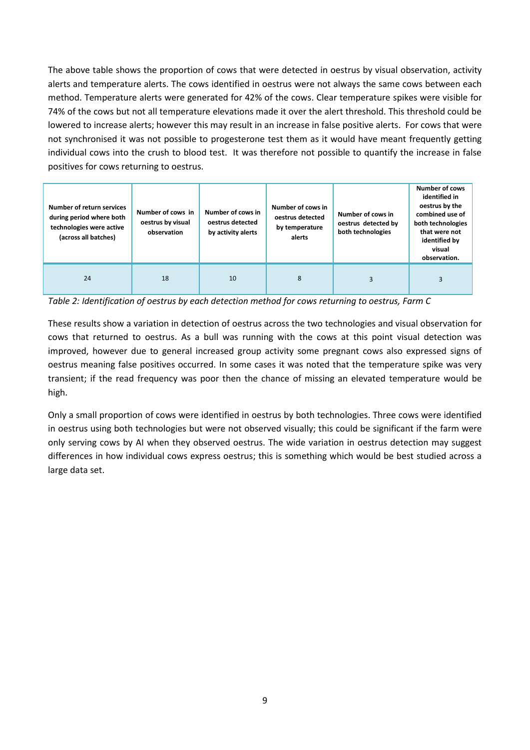The above table shows the proportion of cows that were detected in oestrus by visual observation, activity alerts and temperature alerts. The cows identified in oestrus were not always the same cows between each method. Temperature alerts were generated for 42% of the cows. Clear temperature spikes were visible for 74% of the cows but not all temperature elevations made it over the alert threshold. This threshold could be lowered to increase alerts; however this may result in an increase in false positive alerts. For cows that were not synchronised it was not possible to progesterone test them as it would have meant frequently getting individual cows into the crush to blood test. It was therefore not possible to quantify the increase in false positives for cows returning to oestrus.

| Number of return services during period where both technologies were active (across all batches) | Number of cows in oestrus by visual observation | Number of cows in oestrus detected by activity alerts | Number of cows in oestrus detected by temperature alerts | Number of cows in oestrus detected by both technologies | Number of cows identified in oestrus by the combined use of both technologies that were not identified by visual observation. |
|---|---|---|---|---|---|
| 24 | 18 | 10 | 8 | 3 | 3 |

*Table 2: Identification of oestrus by each detection method for cows returning to oestrus, Farm C*

These results show a variation in detection of oestrus across the two technologies and visual observation for cows that returned to oestrus. As a bull was running with the cows at this point visual detection was improved, however due to general increased group activity some pregnant cows also expressed signs of oestrus meaning false positives occurred. In some cases it was noted that the temperature spike was very transient; if the read frequency was poor then the chance of missing an elevated temperature would be high.

Only a small proportion of cows were identified in oestrus by both technologies. Three cows were identified in oestrus using both technologies but were not observed visually; this could be significant if the farm were only serving cows by AI when they observed oestrus. The wide variation in oestrus detection may suggest differences in how individual cows express oestrus; this is something which would be best studied across a large data set.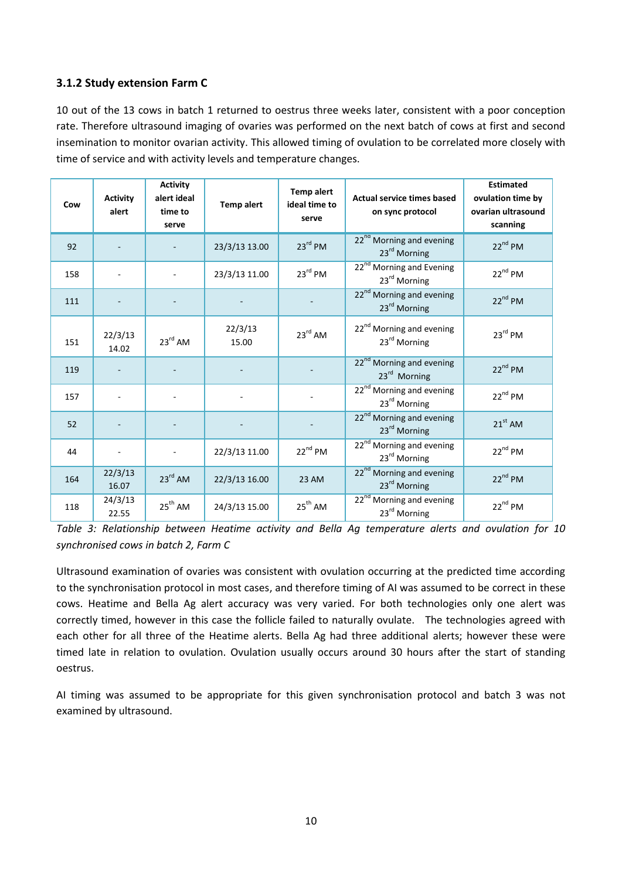### 3.1.2 Study extension Farm C

10 out of the 13 cows in batch 1 returned to oestrus three weeks later, consistent with a poor conception rate. Therefore ultrasound imaging of ovaries was performed on the next batch of cows at first and second insemination to monitor ovarian activity. This allowed timing of ovulation to be correlated more closely with time of service and with activity levels and temperature changes.

| Cow | Activity alert | Activity alert ideal time to serve | Temp alert | Temp alert ideal time to serve | Actual service times based on sync protocol | Estimated ovulation time by ovarian ultrasound scanning |
|---|---|---|---|---|---|---|
| 92 | - | - | 23/3/13 13.00 | 23rd PM | 22nd Morning and evening 23rd Morning | 22nd PM |
| 158 | - | - | 23/3/13 11.00 | 23rd PM | 22nd Morning and Evening 23rd Morning | 22nd PM |
| 111 | - | - | - | - | 22nd Morning and evening 23rd Morning | 22nd PM |
| 151 | 22/3/13 14.02 | 23rd AM | 22/3/13 15.00 | 23rd AM | 22nd Morning and evening 23rd Morning | 23rd PM |
| 119 | - | - | - | - | 22nd Morning and evening 23rd Morning | 22nd PM |
| 157 | - | - | - | - | 22nd Morning and evening 23rd Morning | 22nd PM |
| 52 | - | - | - | - | 22nd Morning and evening 23rd Morning | 21st AM |
| 44 | - | - | 22/3/13 11.00 | 22nd PM | 22nd Morning and evening 23rd Morning | 22nd PM |
| 164 | 22/3/13 16.07 | 23rd AM | 22/3/13 16.00 | 23 AM | 22nd Morning and evening 23rd Morning | 22nd PM |
| 118 | 24/3/13 22.55 | 25th AM | 24/3/13 15.00 | 25th AM | 22nd Morning and evening 23rd Morning | 22nd PM |

*Table 3: Relationship between Heatime activity and Bella Ag temperature alerts and ovulation for 10 synchronised cows in batch 2, Farm C*

Ultrasound examination of ovaries was consistent with ovulation occurring at the predicted time according to the synchronisation protocol in most cases, and therefore timing of AI was assumed to be correct in these cows. Heatime and Bella Ag alert accuracy was very varied. For both technologies only one alert was correctly timed, however in this case the follicle failed to naturally ovulate. The technologies agreed with each other for all three of the Heatime alerts. Bella Ag had three additional alerts; however these were timed late in relation to ovulation. Ovulation usually occurs around 30 hours after the start of standing oestrus.

AI timing was assumed to be appropriate for this given synchronisation protocol and batch 3 was not examined by ultrasound.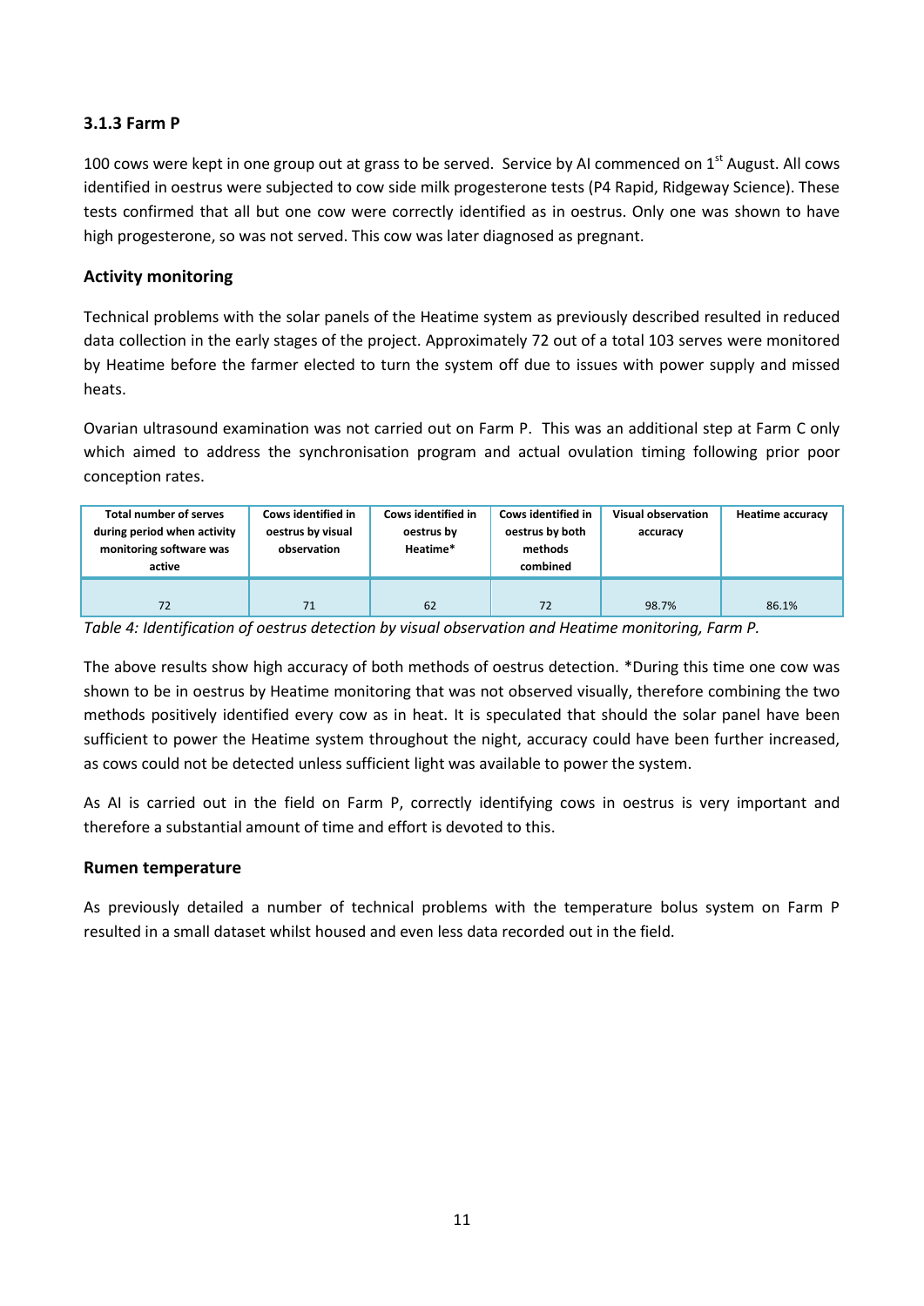### 3.1.3 Farm P

100 cows were kept in one group out at grass to be served. Service by AI commenced on 1st August. All cows identified in oestrus were subjected to cow side milk progesterone tests (P4 Rapid, Ridgeway Science). These tests confirmed that all but one cow were correctly identified as in oestrus. Only one was shown to have high progesterone, so was not served. This cow was later diagnosed as pregnant.

#### Activity monitoring

Technical problems with the solar panels of the Heatime system as previously described resulted in reduced data collection in the early stages of the project. Approximately 72 out of a total 103 serves were monitored by Heatime before the farmer elected to turn the system off due to issues with power supply and missed heats.

Ovarian ultrasound examination was not carried out on Farm P. This was an additional step at Farm C only which aimed to address the synchronisation program and actual ovulation timing following prior poor conception rates.

| Total number of serves during period when activity monitoring software was active | Cows identified in oestrus by visual observation | Cows identified in oestrus by Heatime* | Cows identified in oestrus by both methods combined | Visual observation accuracy | Heatime accuracy |
|---|---|---|---|---|---|
| 72 | 71 | 62 | 72 | 98.7% | 86.1% |

*Table 4: Identification of oestrus detection by visual observation and Heatime monitoring, Farm P.*

The above results show high accuracy of both methods of oestrus detection. *During this time one cow was shown to be in oestrus by Heatime monitoring that was not observed visually, therefore combining the two methods positively identified every cow as in heat. It is speculated that should the solar panel have been sufficient to power the Heatime system throughout the night, accuracy could have been further increased, as cows could not be detected unless sufficient light was available to power the system.

As AI is carried out in the field on Farm P, correctly identifying cows in oestrus is very important and therefore a substantial amount of time and effort is devoted to this.

#### Rumen temperature

As previously detailed a number of technical problems with the temperature bolus system on Farm P resulted in a small dataset whilst housed and even less data recorded out in the field.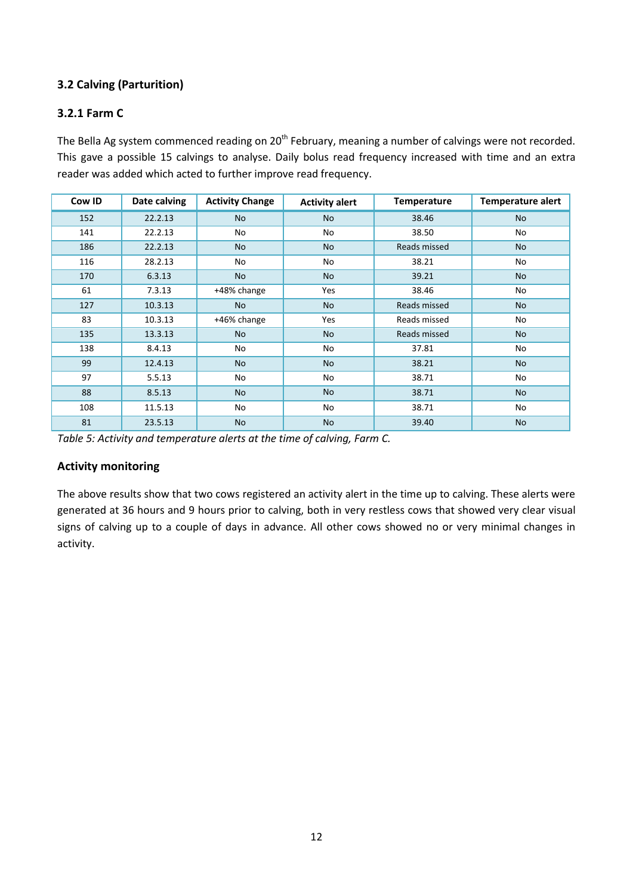### 3.2 Calving (Parturition)

### 3.2.1 Farm C

The Bella Ag system commenced reading on 20th February, meaning a number of calvings were not recorded. This gave a possible 15 calvings to analyse. Daily bolus read frequency increased with time and an extra reader was added which acted to further improve read frequency.

| Cow ID | Date calving | Activity Change | Activity alert | Temperature | Temperature alert |
|---|---|---|---|---|---|
| 152 | 22.2.13 | No | No | 38.46 | No |
| 141 | 22.2.13 | No | No | 38.50 | No |
| 186 | 22.2.13 | No | No | Reads missed | No |
| 116 | 28.2.13 | No | No | 38.21 | No |
| 170 | 6.3.13 | No | No | 39.21 | No |
| 61 | 7.3.13 | +48% change | Yes | 38.46 | No |
| 127 | 10.3.13 | No | No | Reads missed | No |
| 83 | 10.3.13 | +46% change | Yes | Reads missed | No |
| 135 | 13.3.13 | No | No | Reads missed | No |
| 138 | 8.4.13 | No | No | 37.81 | No |
| 99 | 12.4.13 | No | No | 38.21 | No |
| 97 | 5.5.13 | No | No | 38.71 | No |
| 88 | 8.5.13 | No | No | 38.71 | No |
| 108 | 11.5.13 | No | No | 38.71 | No |
| 81 | 23.5.13 | No | No | 39.40 | No |

*Table 5: Activity and temperature alerts at the time of calving, Farm C.*

### Activity monitoring

The above results show that two cows registered an activity alert in the time up to calving. These alerts were generated at 36 hours and 9 hours prior to calving, both in very restless cows that showed very clear visual signs of calving up to a couple of days in advance. All other cows showed no or very minimal changes in activity.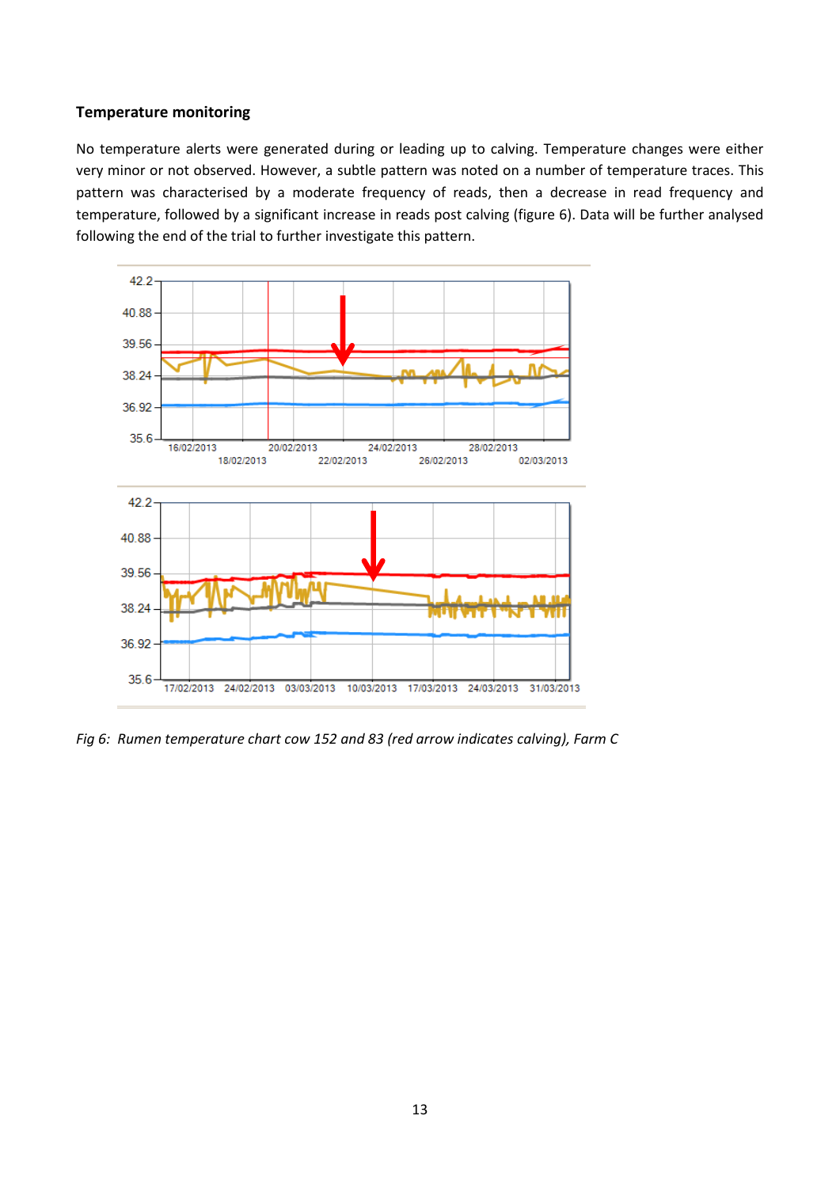**Temperature monitoring**

No temperature alerts were generated during or leading up to calving. Temperature changes were either very minor or not observed. However, a subtle pattern was noted on a number of temperature traces. This pattern was characterised by a moderate frequency of reads, then a decrease in read frequency and temperature, followed by a significant increase in reads post calving (figure 6). Data will be further analysed following the end of the trial to further investigate this pattern.

*Fig 6: Rumen temperature chart cow 152 and 83 (red arrow indicates calving), Farm C*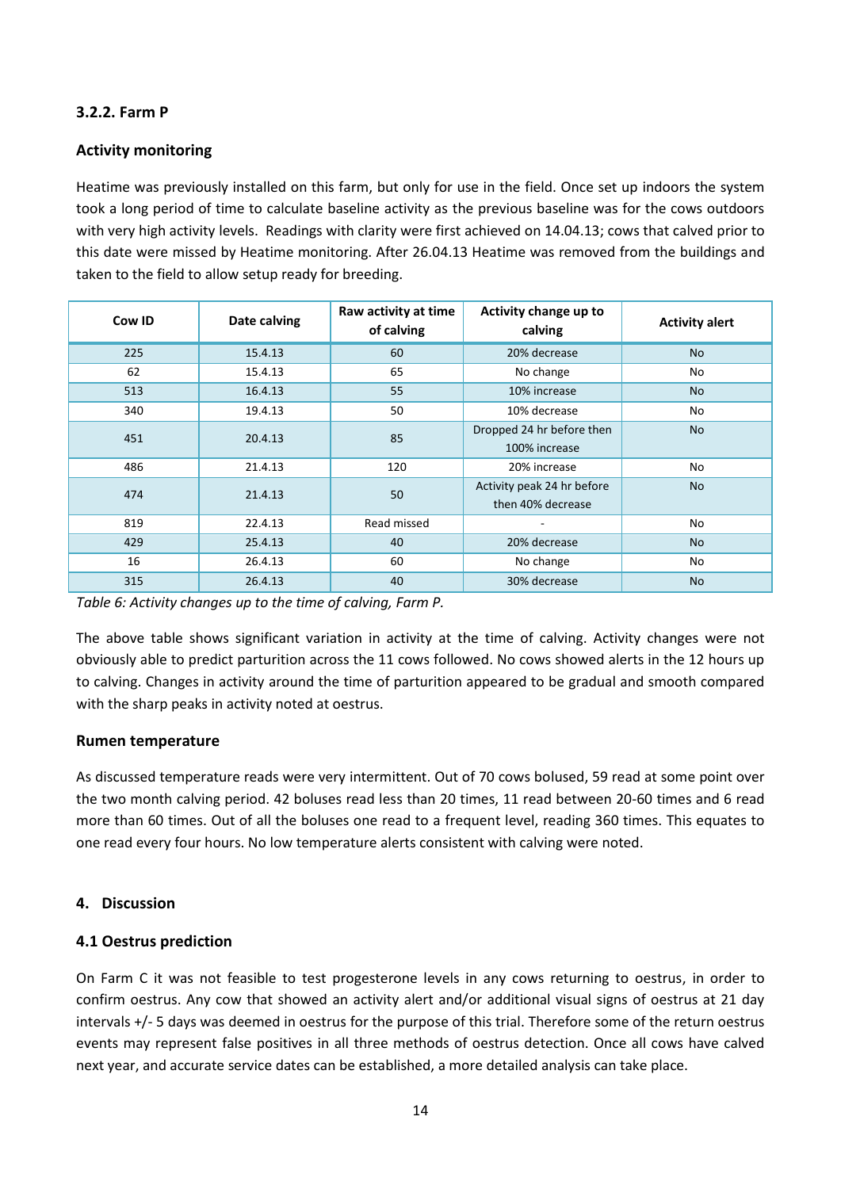### 3.2.2. Farm P

#### Activity monitoring

Heatime was previously installed on this farm, but only for use in the field. Once set up indoors the system took a long period of time to calculate baseline activity as the previous baseline was for the cows outdoors with very high activity levels. Readings with clarity were first achieved on 14.04.13; cows that calved prior to this date were missed by Heatime monitoring. After 26.04.13 Heatime was removed from the buildings and taken to the field to allow setup ready for breeding.

| Cow ID | Date calving | Raw activity at time of calving | Activity change up to calving | Activity alert |
|---|---|---|---|---|
| 225 | 15.4.13 | 60 | 20% decrease | No |
| 62 | 15.4.13 | 65 | No change | No |
| 513 | 16.4.13 | 55 | 10% increase | No |
| 340 | 19.4.13 | 50 | 10% decrease | No |
| 451 | 20.4.13 | 85 | Dropped 24 hr before then 100% increase | No |
| 486 | 21.4.13 | 120 | 20% increase | No |
| 474 | 21.4.13 | 50 | Activity peak 24 hr before then 40% decrease | No |
| 819 | 22.4.13 | Read missed | - | No |
| 429 | 25.4.13 | 40 | 20% decrease | No |
| 16 | 26.4.13 | 60 | No change | No |
| 315 | 26.4.13 | 40 | 30% decrease | No |

*Table 6: Activity changes up to the time of calving, Farm P.*

The above table shows significant variation in activity at the time of calving. Activity changes were not obviously able to predict parturition across the 11 cows followed. No cows showed alerts in the 12 hours up to calving. Changes in activity around the time of parturition appeared to be gradual and smooth compared with the sharp peaks in activity noted at oestrus.

#### Rumen temperature

As discussed temperature reads were very intermittent. Out of 70 cows bolused, 59 read at some point over the two month calving period. 42 boluses read less than 20 times, 11 read between 20-60 times and 6 read more than 60 times. Out of all the boluses one read to a frequent level, reading 360 times. This equates to one read every four hours. No low temperature alerts consistent with calving were noted.

## 4. Discussion

### 4.1 Oestrus prediction

On Farm C it was not feasible to test progesterone levels in any cows returning to oestrus, in order to confirm oestrus. Any cow that showed an activity alert and/or additional visual signs of oestrus at 21 day intervals +/- 5 days was deemed in oestrus for the purpose of this trial. Therefore some of the return oestrus events may represent false positives in all three methods of oestrus detection. Once all cows have calved next year, and accurate service dates can be established, a more detailed analysis can take place.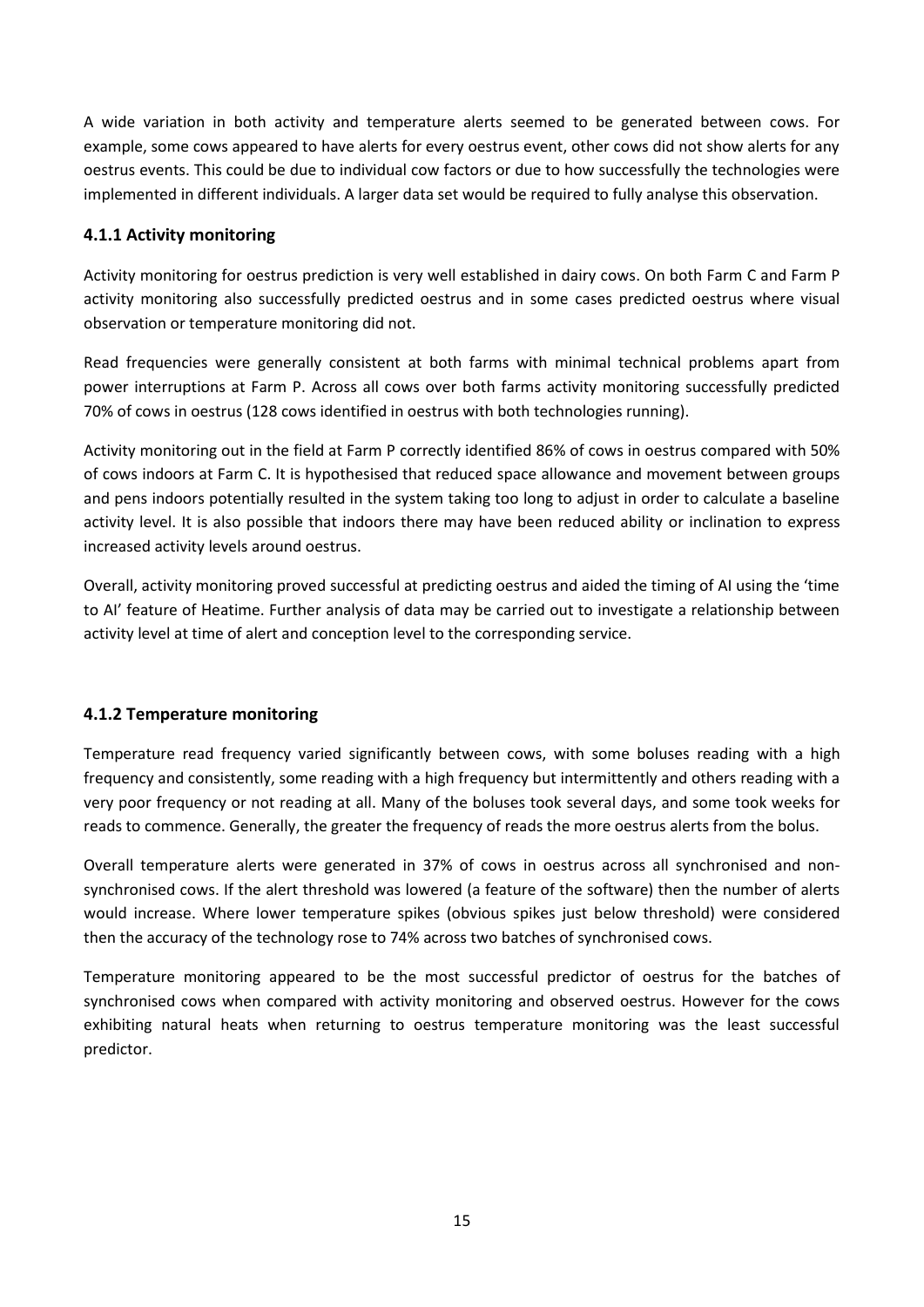A wide variation in both activity and temperature alerts seemed to be generated between cows. For example, some cows appeared to have alerts for every oestrus event, other cows did not show alerts for any oestrus events. This could be due to individual cow factors or due to how successfully the technologies were implemented in different individuals. A larger data set would be required to fully analyse this observation.

### 4.1.1 Activity monitoring

Activity monitoring for oestrus prediction is very well established in dairy cows. On both Farm C and Farm P activity monitoring also successfully predicted oestrus and in some cases predicted oestrus where visual observation or temperature monitoring did not.

Read frequencies were generally consistent at both farms with minimal technical problems apart from power interruptions at Farm P. Across all cows over both farms activity monitoring successfully predicted 70% of cows in oestrus (128 cows identified in oestrus with both technologies running).

Activity monitoring out in the field at Farm P correctly identified 86% of cows in oestrus compared with 50% of cows indoors at Farm C. It is hypothesised that reduced space allowance and movement between groups and pens indoors potentially resulted in the system taking too long to adjust in order to calculate a baseline activity level. It is also possible that indoors there may have been reduced ability or inclination to express increased activity levels around oestrus.

Overall, activity monitoring proved successful at predicting oestrus and aided the timing of AI using the 'time to AI' feature of Heatime. Further analysis of data may be carried out to investigate a relationship between activity level at time of alert and conception level to the corresponding service.

### 4.1.2 Temperature monitoring

Temperature read frequency varied significantly between cows, with some boluses reading with a high frequency and consistently, some reading with a high frequency but intermittently and others reading with a very poor frequency or not reading at all. Many of the boluses took several days, and some took weeks for reads to commence. Generally, the greater the frequency of reads the more oestrus alerts from the bolus.

Overall temperature alerts were generated in 37% of cows in oestrus across all synchronised and non-synchronised cows. If the alert threshold was lowered (a feature of the software) then the number of alerts would increase. Where lower temperature spikes (obvious spikes just below threshold) were considered then the accuracy of the technology rose to 74% across two batches of synchronised cows.

Temperature monitoring appeared to be the most successful predictor of oestrus for the batches of synchronised cows when compared with activity monitoring and observed oestrus. However for the cows exhibiting natural heats when returning to oestrus temperature monitoring was the least successful predictor.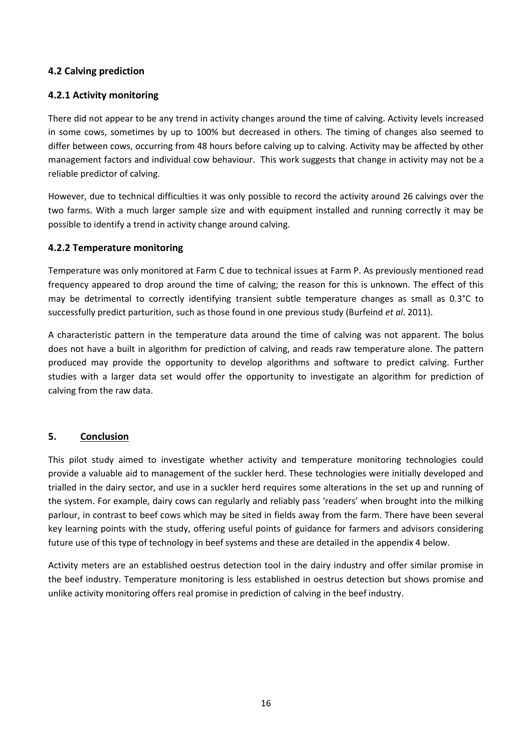### 4.2 Calving prediction

#### 4.2.1 Activity monitoring

There did not appear to be any trend in activity changes around the time of calving. Activity levels increased in some cows, sometimes by up to 100% but decreased in others. The timing of changes also seemed to differ between cows, occurring from 48 hours before calving up to calving. Activity may be affected by other management factors and individual cow behaviour. This work suggests that change in activity may not be a reliable predictor of calving.

However, due to technical difficulties it was only possible to record the activity around 26 calvings over the two farms. With a much larger sample size and with equipment installed and running correctly it may be possible to identify a trend in activity change around calving.

#### 4.2.2 Temperature monitoring

Temperature was only monitored at Farm C due to technical issues at Farm P. As previously mentioned read frequency appeared to drop around the time of calving; the reason for this is unknown. The effect of this may be detrimental to correctly identifying transient subtle temperature changes as small as 0.3°C to successfully predict parturition, such as those found in one previous study (Burfeind *et al*. 2011).

A characteristic pattern in the temperature data around the time of calving was not apparent. The bolus does not have a built in algorithm for prediction of calving, and reads raw temperature alone. The pattern produced may provide the opportunity to develop algorithms and software to predict calving. Further studies with a larger data set would offer the opportunity to investigate an algorithm for prediction of calving from the raw data.

## 5. Conclusion

This pilot study aimed to investigate whether activity and temperature monitoring technologies could provide a valuable aid to management of the suckler herd. These technologies were initially developed and trialled in the dairy sector, and use in a suckler herd requires some alterations in the set up and running of the system. For example, dairy cows can regularly and reliably pass 'readers' when brought into the milking parlour, in contrast to beef cows which may be sited in fields away from the farm. There have been several key learning points with the study, offering useful points of guidance for farmers and advisors considering future use of this type of technology in beef systems and these are detailed in the appendix 4 below.

Activity meters are an established oestrus detection tool in the dairy industry and offer similar promise in the beef industry. Temperature monitoring is less established in oestrus detection but shows promise and unlike activity monitoring offers real promise in prediction of calving in the beef industry.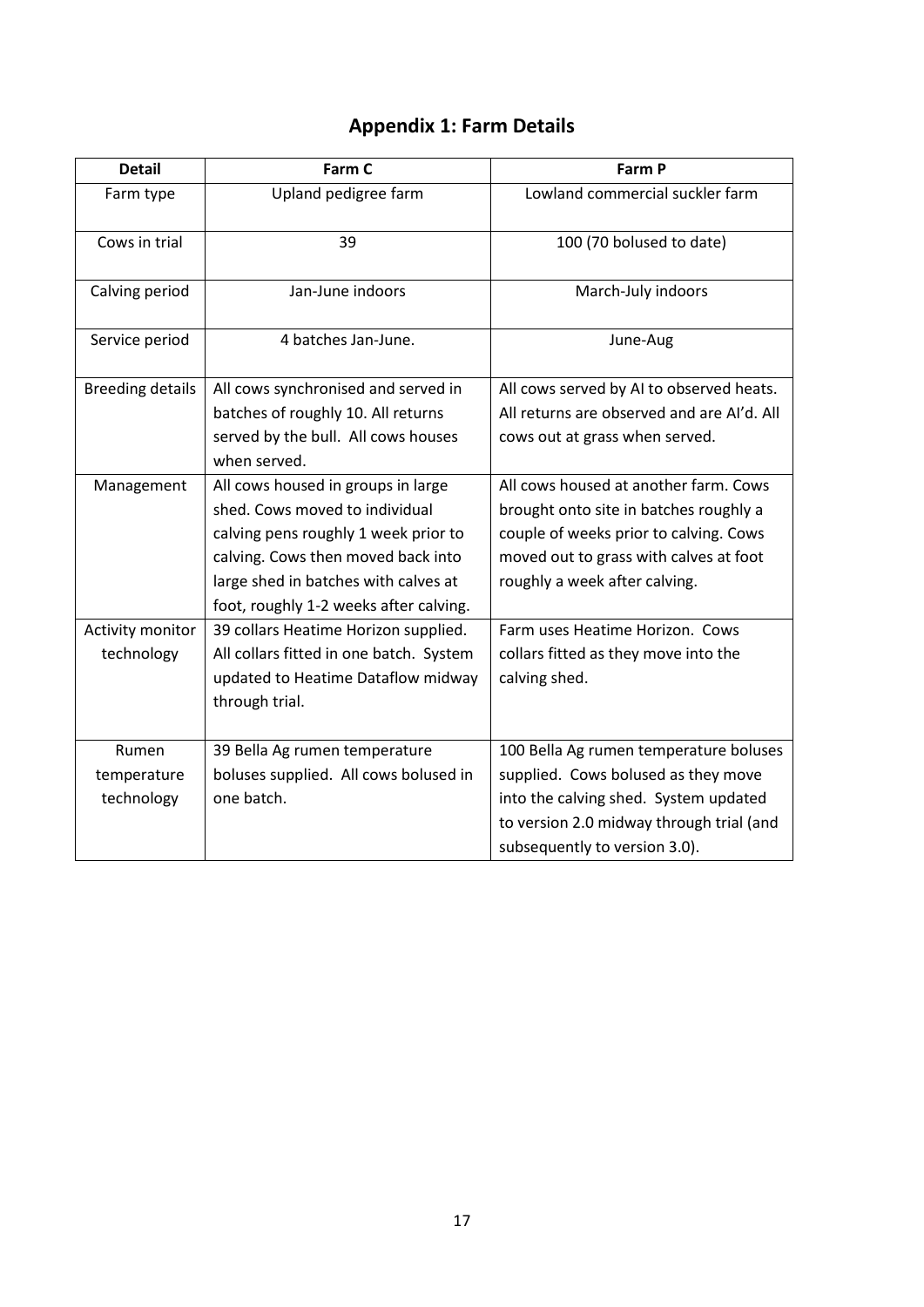## Appendix 1: Farm Details

| Detail | Farm C | Farm P |
|---|---|---|
| Farm type | Upland pedigree farm | Lowland commercial suckler farm |
| Cows in trial | 39 | 100 (70 bolused to date) |
| Calving period | Jan-June indoors | March-July indoors |
| Service period | 4 batches Jan-June. | June-Aug |
| Breeding details | All cows synchronised and served in batches of roughly 10. All returns served by the bull. All cows houses when served. | All cows served by AI to observed heats. All returns are observed and are AI'd. All cows out at grass when served. |
| Management | All cows housed in groups in large shed. Cows moved to individual calving pens roughly 1 week prior to calving. Cows then moved back into large shed in batches with calves at foot, roughly 1-2 weeks after calving. | All cows housed at another farm. Cows brought onto site in batches roughly a couple of weeks prior to calving. Cows moved out to grass with calves at foot roughly a week after calving. |
| Activity monitor technology | 39 collars Heatime Horizon supplied. All collars fitted in one batch. System updated to Heatime Dataflow midway through trial. | Farm uses Heatime Horizon. Cows collars fitted as they move into the calving shed. |
| Rumen temperature technology | 39 Bella Ag rumen temperature boluses supplied. All cows bolused in one batch. | 100 Bella Ag rumen temperature boluses supplied. Cows bolused as they move into the calving shed. System updated to version 2.0 midway through trial (and subsequently to version 3.0). |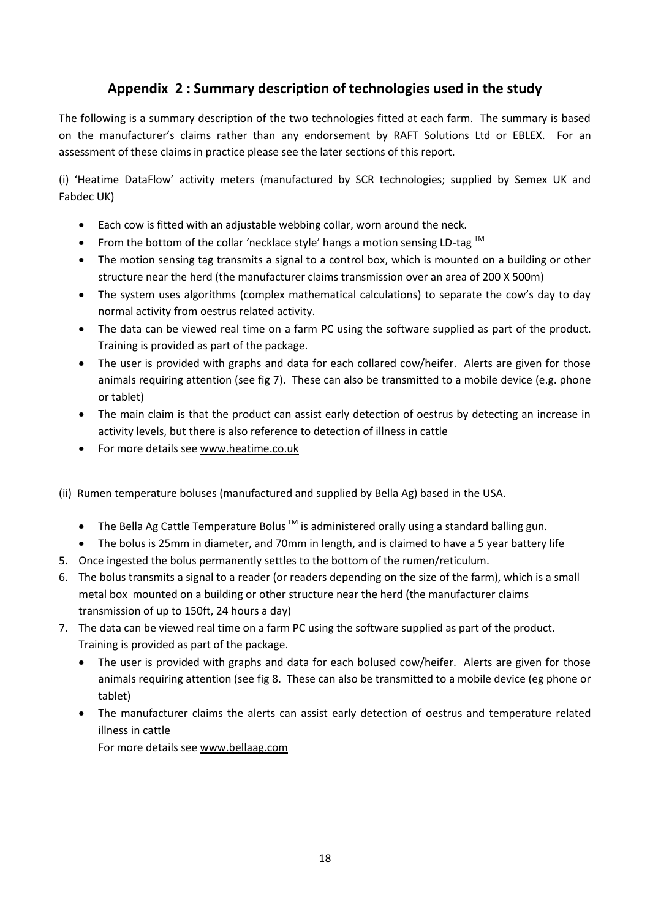## Appendix 2 : Summary description of technologies used in the study

The following is a summary description of the two technologies fitted at each farm. The summary is based on the manufacturer's claims rather than any endorsement by RAFT Solutions Ltd or EBLEX. For an assessment of these claims in practice please see the later sections of this report.

(i) 'Heatime DataFlow' activity meters (manufactured by SCR technologies; supplied by Semex UK and Fabdec UK)

- Each cow is fitted with an adjustable webbing collar, worn around the neck.
- From the bottom of the collar 'necklace style' hangs a motion sensing LD-tag ™
- The motion sensing tag transmits a signal to a control box, which is mounted on a building or other structure near the herd (the manufacturer claims transmission over an area of 200 X 500m)
- The system uses algorithms (complex mathematical calculations) to separate the cow's day to day normal activity from oestrus related activity.
- The data can be viewed real time on a farm PC using the software supplied as part of the product. Training is provided as part of the package.
- The user is provided with graphs and data for each collared cow/heifer. Alerts are given for those animals requiring attention (see fig 7). These can also be transmitted to a mobile device (e.g. phone or tablet)
- The main claim is that the product can assist early detection of oestrus by detecting an increase in activity levels, but there is also reference to detection of illness in cattle
- For more details see www.heatime.co.uk

(ii) Rumen temperature boluses (manufactured and supplied by Bella Ag) based in the USA.

- The Bella Ag Cattle Temperature Bolus ™ is administered orally using a standard balling gun.
- The bolus is 25mm in diameter, and 70mm in length, and is claimed to have a 5 year battery life

5. Once ingested the bolus permanently settles to the bottom of the rumen/reticulum.
6. The bolus transmits a signal to a reader (or readers depending on the size of the farm), which is a small metal box mounted on a building or other structure near the herd (the manufacturer claims transmission of up to 150ft, 24 hours a day)
7. The data can be viewed real time on a farm PC using the software supplied as part of the product. Training is provided as part of the package.

- The user is provided with graphs and data for each bolused cow/heifer. Alerts are given for those animals requiring attention (see fig 8. These can also be transmitted to a mobile device (eg phone or tablet)
- The manufacturer claims the alerts can assist early detection of oestrus and temperature related illness in cattle

  For more details see www.bellaag.com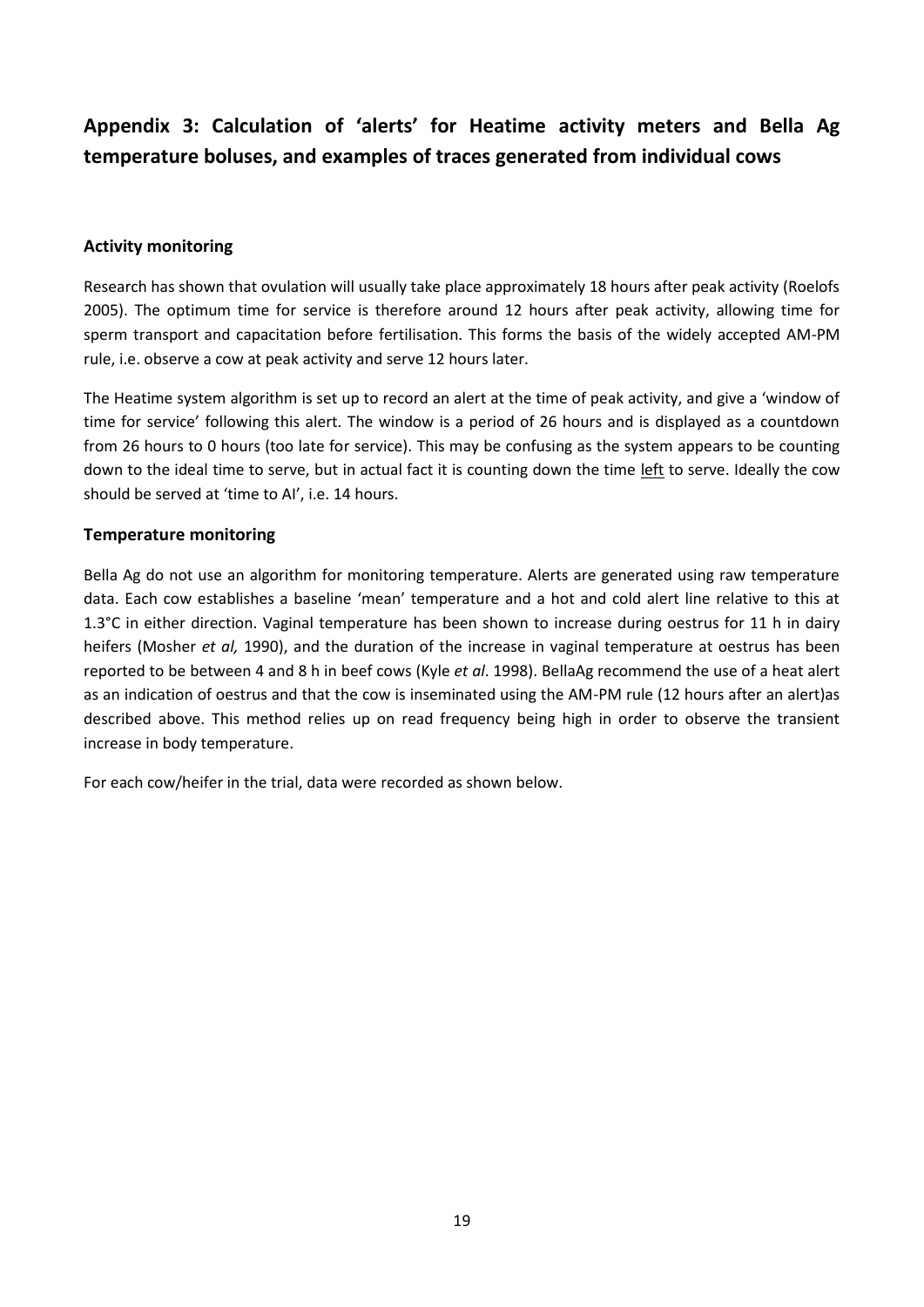## Appendix 3: Calculation of 'alerts' for Heatime activity meters and Bella Ag temperature boluses, and examples of traces generated from individual cows

### Activity monitoring

Research has shown that ovulation will usually take place approximately 18 hours after peak activity (Roelofs 2005). The optimum time for service is therefore around 12 hours after peak activity, allowing time for sperm transport and capacitation before fertilisation. This forms the basis of the widely accepted AM-PM rule, i.e. observe a cow at peak activity and serve 12 hours later.

The Heatime system algorithm is set up to record an alert at the time of peak activity, and give a 'window of time for service' following this alert. The window is a period of 26 hours and is displayed as a countdown from 26 hours to 0 hours (too late for service). This may be confusing as the system appears to be counting down to the ideal time to serve, but in actual fact it is counting down the time left to serve. Ideally the cow should be served at 'time to AI', i.e. 14 hours.

### Temperature monitoring

Bella Ag do not use an algorithm for monitoring temperature. Alerts are generated using raw temperature data. Each cow establishes a baseline 'mean' temperature and a hot and cold alert line relative to this at 1.3°C in either direction. Vaginal temperature has been shown to increase during oestrus for 11 h in dairy heifers (Mosher *et al,* 1990), and the duration of the increase in vaginal temperature at oestrus has been reported to be between 4 and 8 h in beef cows (Kyle *et al*. 1998). BellaAg recommend the use of a heat alert as an indication of oestrus and that the cow is inseminated using the AM-PM rule (12 hours after an alert)as described above. This method relies up on read frequency being high in order to observe the transient increase in body temperature.

For each cow/heifer in the trial, data were recorded as shown below.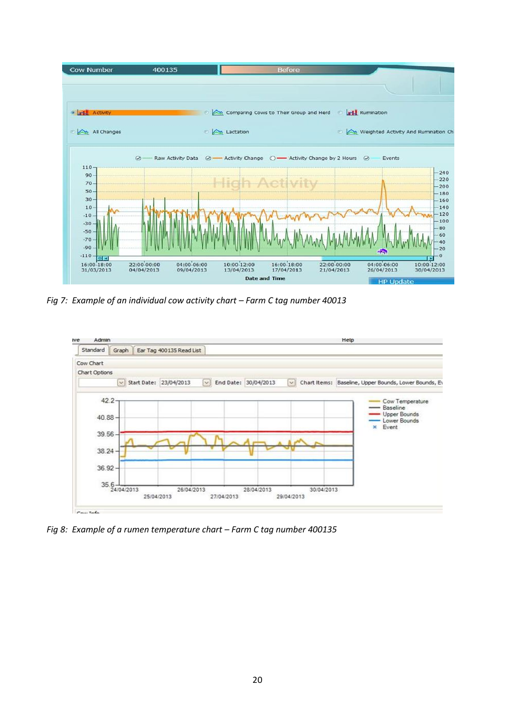*Fig 7: Example of an individual cow activity chart – Farm C tag number 40013*

*Fig 8: Example of a rumen temperature chart – Farm C tag number 400135*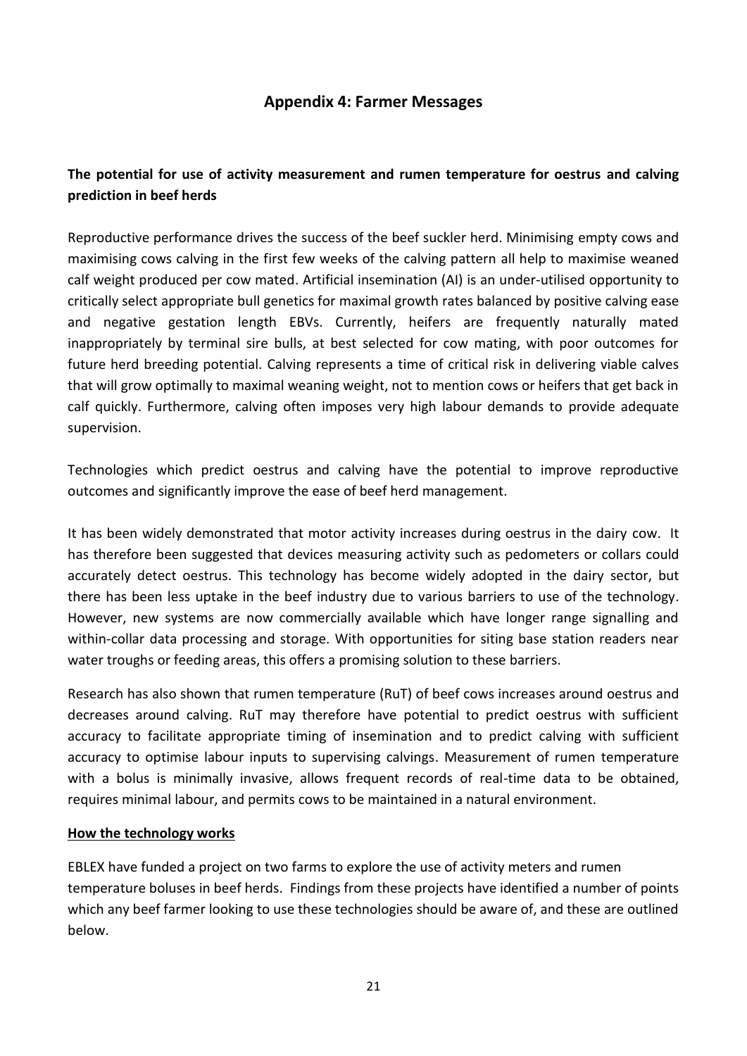## Appendix 4: Farmer Messages

**The potential for use of activity measurement and rumen temperature for oestrus and calving prediction in beef herds**

Reproductive performance drives the success of the beef suckler herd. Minimising empty cows and maximising cows calving in the first few weeks of the calving pattern all help to maximise weaned calf weight produced per cow mated. Artificial insemination (AI) is an under-utilised opportunity to critically select appropriate bull genetics for maximal growth rates balanced by positive calving ease and negative gestation length EBVs. Currently, heifers are frequently naturally mated inappropriately by terminal sire bulls, at best selected for cow mating, with poor outcomes for future herd breeding potential. Calving represents a time of critical risk in delivering viable calves that will grow optimally to maximal weaning weight, not to mention cows or heifers that get back in calf quickly. Furthermore, calving often imposes very high labour demands to provide adequate supervision.

Technologies which predict oestrus and calving have the potential to improve reproductive outcomes and significantly improve the ease of beef herd management.

It has been widely demonstrated that motor activity increases during oestrus in the dairy cow. It has therefore been suggested that devices measuring activity such as pedometers or collars could accurately detect oestrus. This technology has become widely adopted in the dairy sector, but there has been less uptake in the beef industry due to various barriers to use of the technology. However, new systems are now commercially available which have longer range signalling and within-collar data processing and storage. With opportunities for siting base station readers near water troughs or feeding areas, this offers a promising solution to these barriers.

Research has also shown that rumen temperature (RuT) of beef cows increases around oestrus and decreases around calving. RuT may therefore have potential to predict oestrus with sufficient accuracy to facilitate appropriate timing of insemination and to predict calving with sufficient accuracy to optimise labour inputs to supervising calvings. Measurement of rumen temperature with a bolus is minimally invasive, allows frequent records of real-time data to be obtained, requires minimal labour, and permits cows to be maintained in a natural environment.

**How the technology works**

EBLEX have funded a project on two farms to explore the use of activity meters and rumen temperature boluses in beef herds. Findings from these projects have identified a number of points which any beef farmer looking to use these technologies should be aware of, and these are outlined below.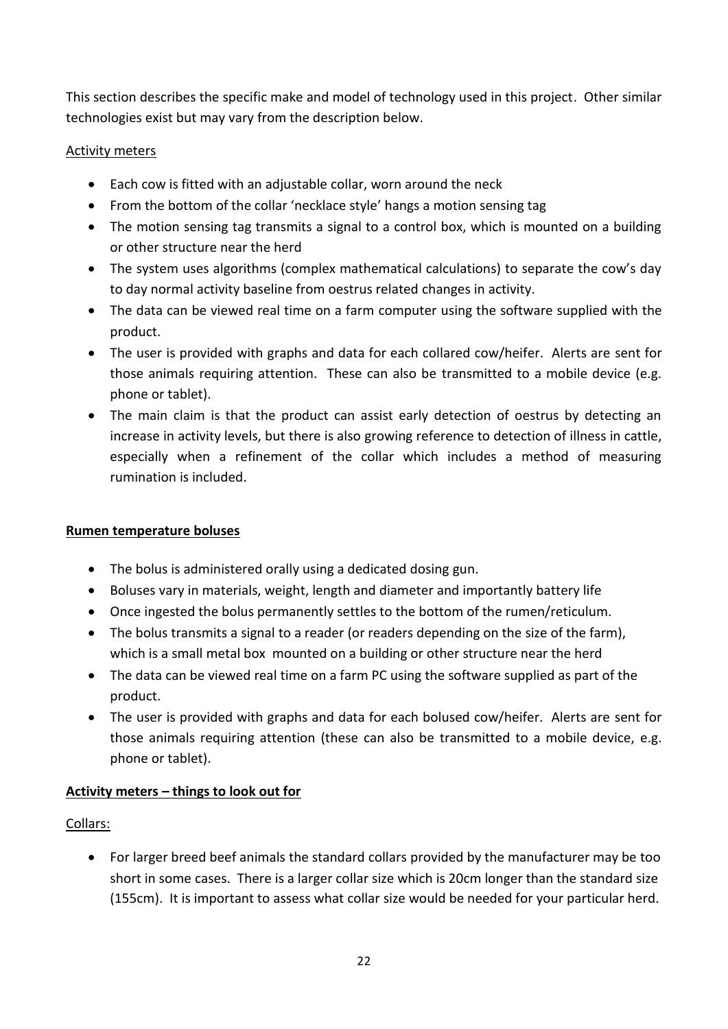This section describes the specific make and model of technology used in this project. Other similar technologies exist but may vary from the description below.

Activity meters

- Each cow is fitted with an adjustable collar, worn around the neck
- From the bottom of the collar 'necklace style' hangs a motion sensing tag
- The motion sensing tag transmits a signal to a control box, which is mounted on a building or other structure near the herd
- The system uses algorithms (complex mathematical calculations) to separate the cow's day to day normal activity baseline from oestrus related changes in activity.
- The data can be viewed real time on a farm computer using the software supplied with the product.
- The user is provided with graphs and data for each collared cow/heifer. Alerts are sent for those animals requiring attention. These can also be transmitted to a mobile device (e.g. phone or tablet).
- The main claim is that the product can assist early detection of oestrus by detecting an increase in activity levels, but there is also growing reference to detection of illness in cattle, especially when a refinement of the collar which includes a method of measuring rumination is included.

**Rumen temperature boluses**

- The bolus is administered orally using a dedicated dosing gun.
- Boluses vary in materials, weight, length and diameter and importantly battery life
- Once ingested the bolus permanently settles to the bottom of the rumen/reticulum.
- The bolus transmits a signal to a reader (or readers depending on the size of the farm), which is a small metal box mounted on a building or other structure near the herd
- The data can be viewed real time on a farm PC using the software supplied as part of the product.
- The user is provided with graphs and data for each bolused cow/heifer. Alerts are sent for those animals requiring attention (these can also be transmitted to a mobile device, e.g. phone or tablet).

**Activity meters – things to look out for**

Collars:

- For larger breed beef animals the standard collars provided by the manufacturer may be too short in some cases. There is a larger collar size which is 20cm longer than the standard size (155cm). It is important to assess what collar size would be needed for your particular herd.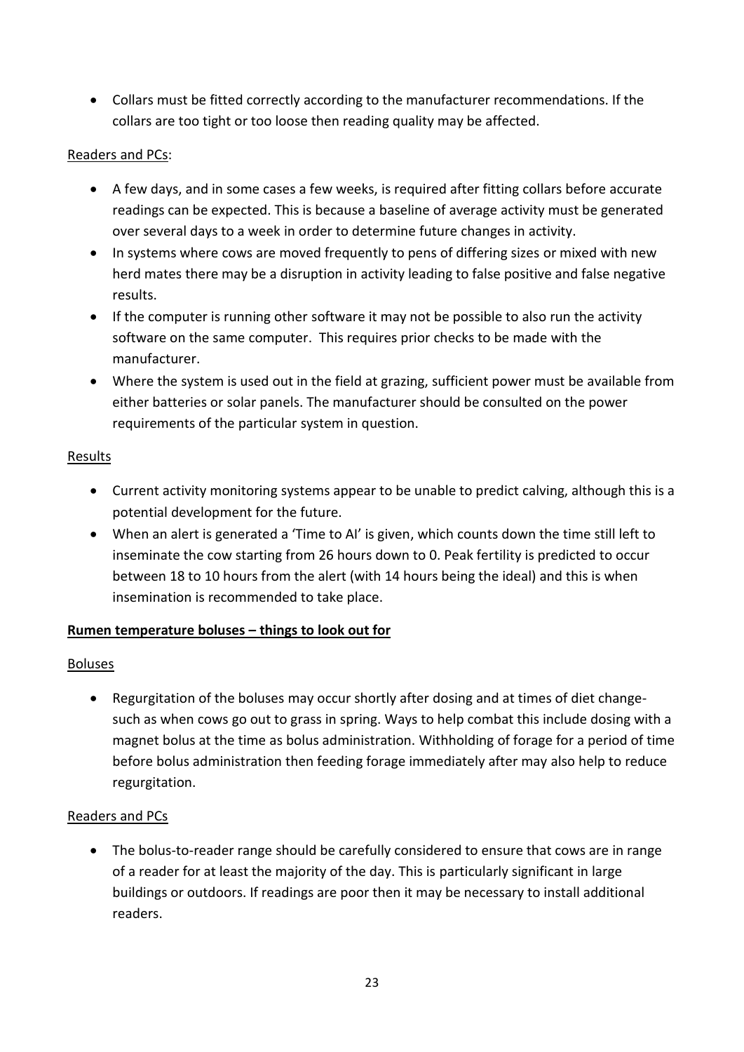- Collars must be fitted correctly according to the manufacturer recommendations. If the collars are too tight or too loose then reading quality may be affected.

<u>Readers and PCs</u>:

- A few days, and in some cases a few weeks, is required after fitting collars before accurate readings can be expected. This is because a baseline of average activity must be generated over several days to a week in order to determine future changes in activity.
- In systems where cows are moved frequently to pens of differing sizes or mixed with new herd mates there may be a disruption in activity leading to false positive and false negative results.
- If the computer is running other software it may not be possible to also run the activity software on the same computer. This requires prior checks to be made with the manufacturer.
- Where the system is used out in the field at grazing, sufficient power must be available from either batteries or solar panels. The manufacturer should be consulted on the power requirements of the particular system in question.

<u>Results</u>

- Current activity monitoring systems appear to be unable to predict calving, although this is a potential development for the future.
- When an alert is generated a 'Time to AI' is given, which counts down the time still left to inseminate the cow starting from 26 hours down to 0. Peak fertility is predicted to occur between 18 to 10 hours from the alert (with 14 hours being the ideal) and this is when insemination is recommended to take place.

**<u>Rumen temperature boluses – things to look out for</u>**

<u>Boluses</u>

- Regurgitation of the boluses may occur shortly after dosing and at times of diet change- such as when cows go out to grass in spring. Ways to help combat this include dosing with a magnet bolus at the time as bolus administration. Withholding of forage for a period of time before bolus administration then feeding forage immediately after may also help to reduce regurgitation.

<u>Readers and PCs</u>

- The bolus-to-reader range should be carefully considered to ensure that cows are in range of a reader for at least the majority of the day. This is particularly significant in large buildings or outdoors. If readings are poor then it may be necessary to install additional readers.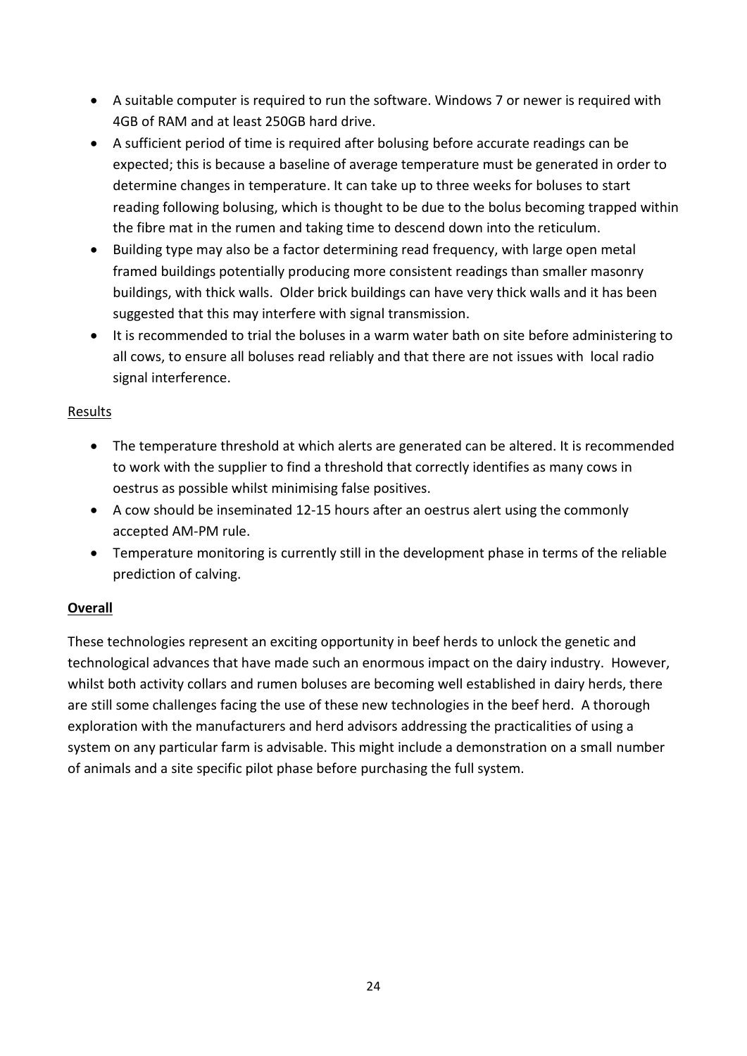- A suitable computer is required to run the software. Windows 7 or newer is required with 4GB of RAM and at least 250GB hard drive.
- A sufficient period of time is required after bolusing before accurate readings can be expected; this is because a baseline of average temperature must be generated in order to determine changes in temperature. It can take up to three weeks for boluses to start reading following bolusing, which is thought to be due to the bolus becoming trapped within the fibre mat in the rumen and taking time to descend down into the reticulum.
- Building type may also be a factor determining read frequency, with large open metal framed buildings potentially producing more consistent readings than smaller masonry buildings, with thick walls. Older brick buildings can have very thick walls and it has been suggested that this may interfere with signal transmission.
- It is recommended to trial the boluses in a warm water bath on site before administering to all cows, to ensure all boluses read reliably and that there are not issues with local radio signal interference.

Results

- The temperature threshold at which alerts are generated can be altered. It is recommended to work with the supplier to find a threshold that correctly identifies as many cows in oestrus as possible whilst minimising false positives.
- A cow should be inseminated 12-15 hours after an oestrus alert using the commonly accepted AM-PM rule.
- Temperature monitoring is currently still in the development phase in terms of the reliable prediction of calving.

**Overall**

These technologies represent an exciting opportunity in beef herds to unlock the genetic and technological advances that have made such an enormous impact on the dairy industry. However, whilst both activity collars and rumen boluses are becoming well established in dairy herds, there are still some challenges facing the use of these new technologies in the beef herd. A thorough exploration with the manufacturers and herd advisors addressing the practicalities of using a system on any particular farm is advisable. This might include a demonstration on a small number of animals and a site specific pilot phase before purchasing the full system.